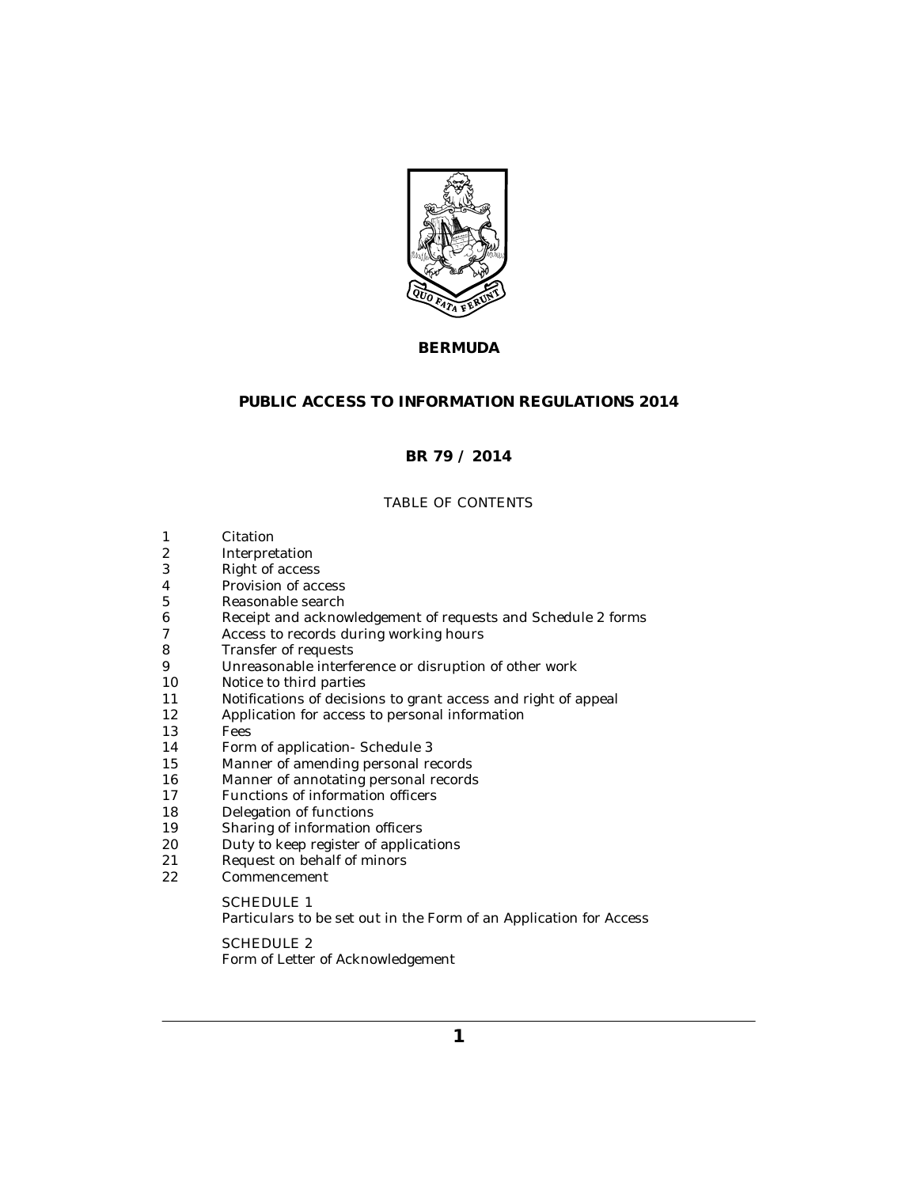**BERMUDA**

# PUBLIC ACCESS TO INFORMATION REGULATIONS 2014

## BR 79 / 2014

TABLE OF CONTENTS

1 Citation
2 Interpretation
3 Right of access
4 Provision of access
5 Reasonable search
6 Receipt and acknowledgement of requests and Schedule 2 forms
7 Access to records during working hours
8 Transfer of requests
9 Unreasonable interference or disruption of other work
10 Notice to third parties
11 Notifications of decisions to grant access and right of appeal
12 Application for access to personal information
13 Fees
14 Form of application- Schedule 3
15 Manner of amending personal records
16 Manner of annotating personal records
17 Functions of information officers
18 Delegation of functions
19 Sharing of information officers
20 Duty to keep register of applications
21 Request on behalf of minors
22 Commencement

SCHEDULE 1
Particulars to be set out in the Form of an Application for Access

SCHEDULE 2
Form of Letter of Acknowledgement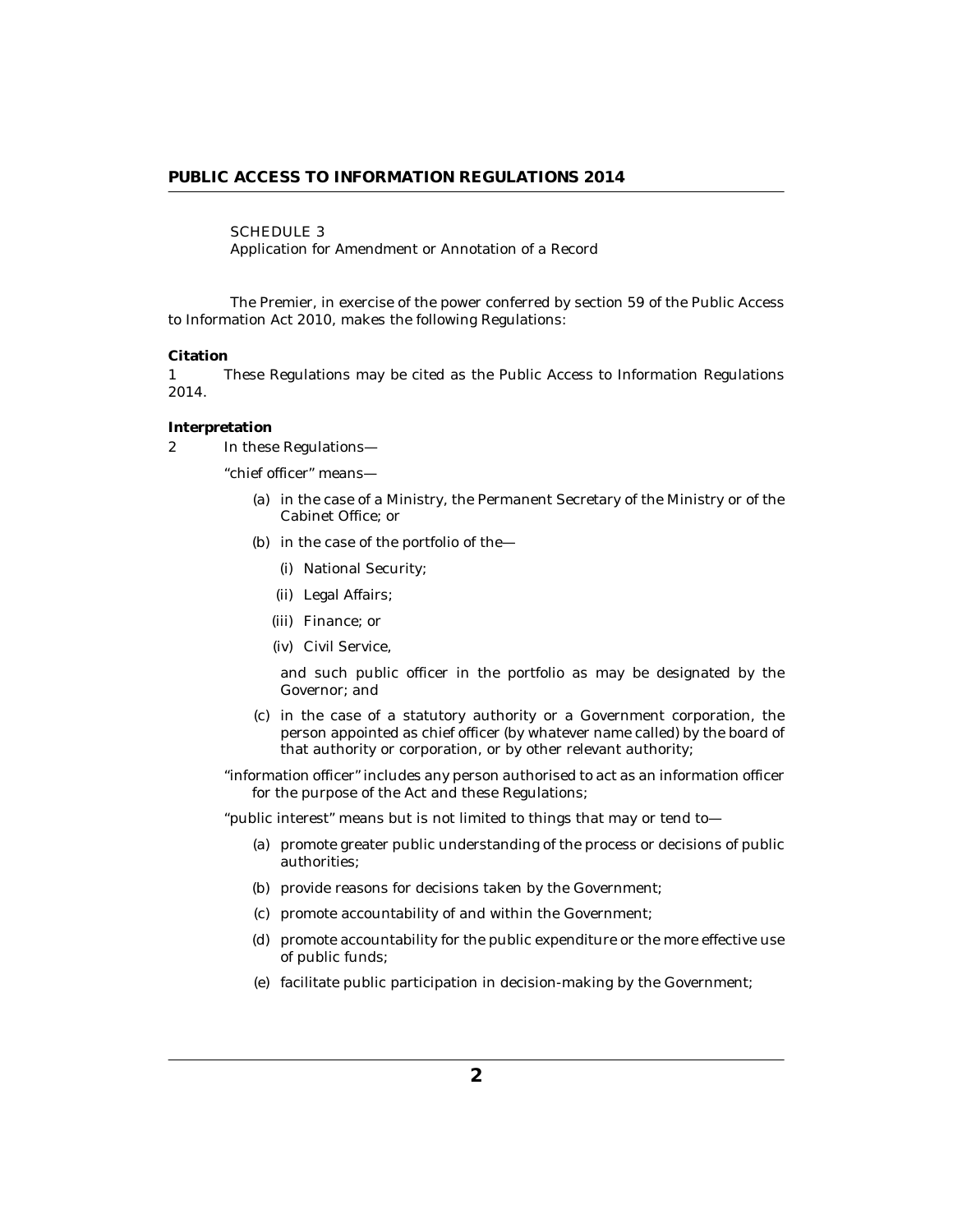SCHEDULE 3
Application for Amendment or Annotation of a Record

The Premier, in exercise of the power conferred by section 59 of the Public Access to Information Act 2010, makes the following Regulations:

**Citation**

1 These Regulations may be cited as the Public Access to Information Regulations 2014.

**Interpretation**

2 In these Regulations—

"chief officer" means—

(a) in the case of a Ministry, the Permanent Secretary of the Ministry or of the Cabinet Office; or

(b) in the case of the portfolio of the—

(i) National Security;

(ii) Legal Affairs;

(iii) Finance; or

(iv) Civil Service,

and such public officer in the portfolio as may be designated by the Governor; and

(c) in the case of a statutory authority or a Government corporation, the person appointed as chief officer (by whatever name called) by the board of that authority or corporation, or by other relevant authority;

"information officer" includes any person authorised to act as an information officer for the purpose of the Act and these Regulations;

"public interest" means but is not limited to things that may or tend to—

(a) promote greater public understanding of the process or decisions of public authorities;

(b) provide reasons for decisions taken by the Government;

(c) promote accountability of and within the Government;

(d) promote accountability for the public expenditure or the more effective use of public funds;

(e) facilitate public participation in decision-making by the Government;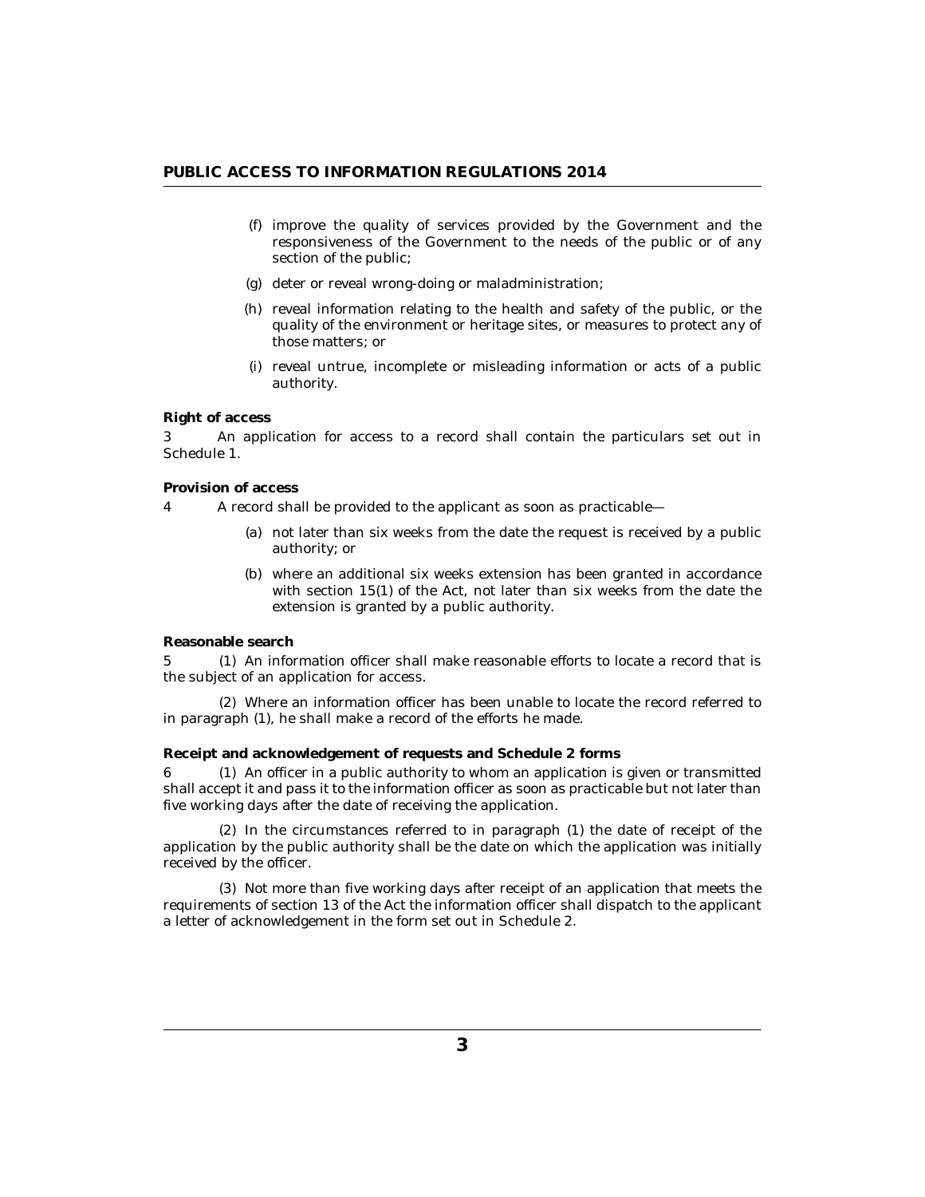(f) improve the quality of services provided by the Government and the responsiveness of the Government to the needs of the public or of any section of the public;

(g) deter or reveal wrong-doing or maladministration;

(h) reveal information relating to the health and safety of the public, or the quality of the environment or heritage sites, or measures to protect any of those matters; or

(i) reveal untrue, incomplete or misleading information or acts of a public authority.

**Right of access**

3 An application for access to a record shall contain the particulars set out in Schedule 1.

**Provision of access**

4 A record shall be provided to the applicant as soon as practicable—

(a) not later than six weeks from the date the request is received by a public authority; or

(b) where an additional six weeks extension has been granted in accordance with section 15(1) of the Act, not later than six weeks from the date the extension is granted by a public authority.

**Reasonable search**

5 (1) An information officer shall make reasonable efforts to locate a record that is the subject of an application for access.

(2) Where an information officer has been unable to locate the record referred to in paragraph (1), he shall make a record of the efforts he made.

**Receipt and acknowledgement of requests and Schedule 2 forms**

6 (1) An officer in a public authority to whom an application is given or transmitted shall accept it and pass it to the information officer as soon as practicable but not later than five working days after the date of receiving the application.

(2) In the circumstances referred to in paragraph (1) the date of receipt of the application by the public authority shall be the date on which the application was initially received by the officer.

(3) Not more than five working days after receipt of an application that meets the requirements of section 13 of the Act the information officer shall dispatch to the applicant a letter of acknowledgement in the form set out in Schedule 2.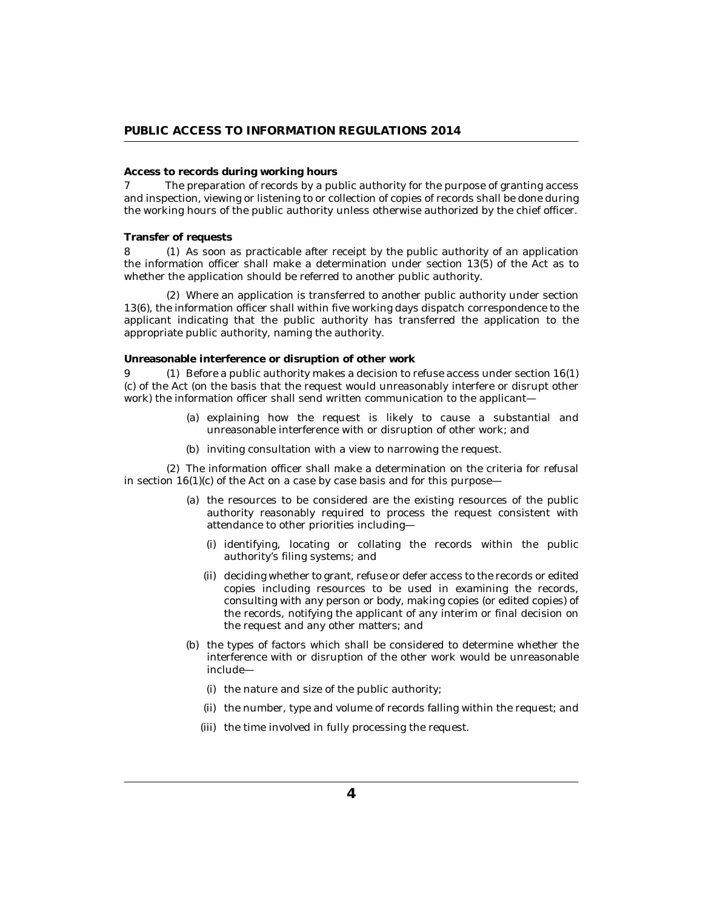**Access to records during working hours**

7 The preparation of records by a public authority for the purpose of granting access and inspection, viewing or listening to or collection of copies of records shall be done during the working hours of the public authority unless otherwise authorized by the chief officer.

**Transfer of requests**

8 (1) As soon as practicable after receipt by the public authority of an application the information officer shall make a determination under section 13(5) of the Act as to whether the application should be referred to another public authority.

(2) Where an application is transferred to another public authority under section 13(6), the information officer shall within five working days dispatch correspondence to the applicant indicating that the public authority has transferred the application to the appropriate public authority, naming the authority.

**Unreasonable interference or disruption of other work**

9 (1) Before a public authority makes a decision to refuse access under section 16(1)(c) of the Act (on the basis that the request would unreasonably interfere or disrupt other work) the information officer shall send written communication to the applicant—

(a) explaining how the request is likely to cause a substantial and unreasonable interference with or disruption of other work; and

(b) inviting consultation with a view to narrowing the request.

(2) The information officer shall make a determination on the criteria for refusal in section 16(1)(c) of the Act on a case by case basis and for this purpose—

(a) the resources to be considered are the existing resources of the public authority reasonably required to process the request consistent with attendance to other priorities including—

(i) identifying, locating or collating the records within the public authority's filing systems; and

(ii) deciding whether to grant, refuse or defer access to the records or edited copies including resources to be used in examining the records, consulting with any person or body, making copies (or edited copies) of the records, notifying the applicant of any interim or final decision on the request and any other matters; and

(b) the types of factors which shall be considered to determine whether the interference with or disruption of the other work would be unreasonable include—

(i) the nature and size of the public authority;

(ii) the number, type and volume of records falling within the request; and

(iii) the time involved in fully processing the request.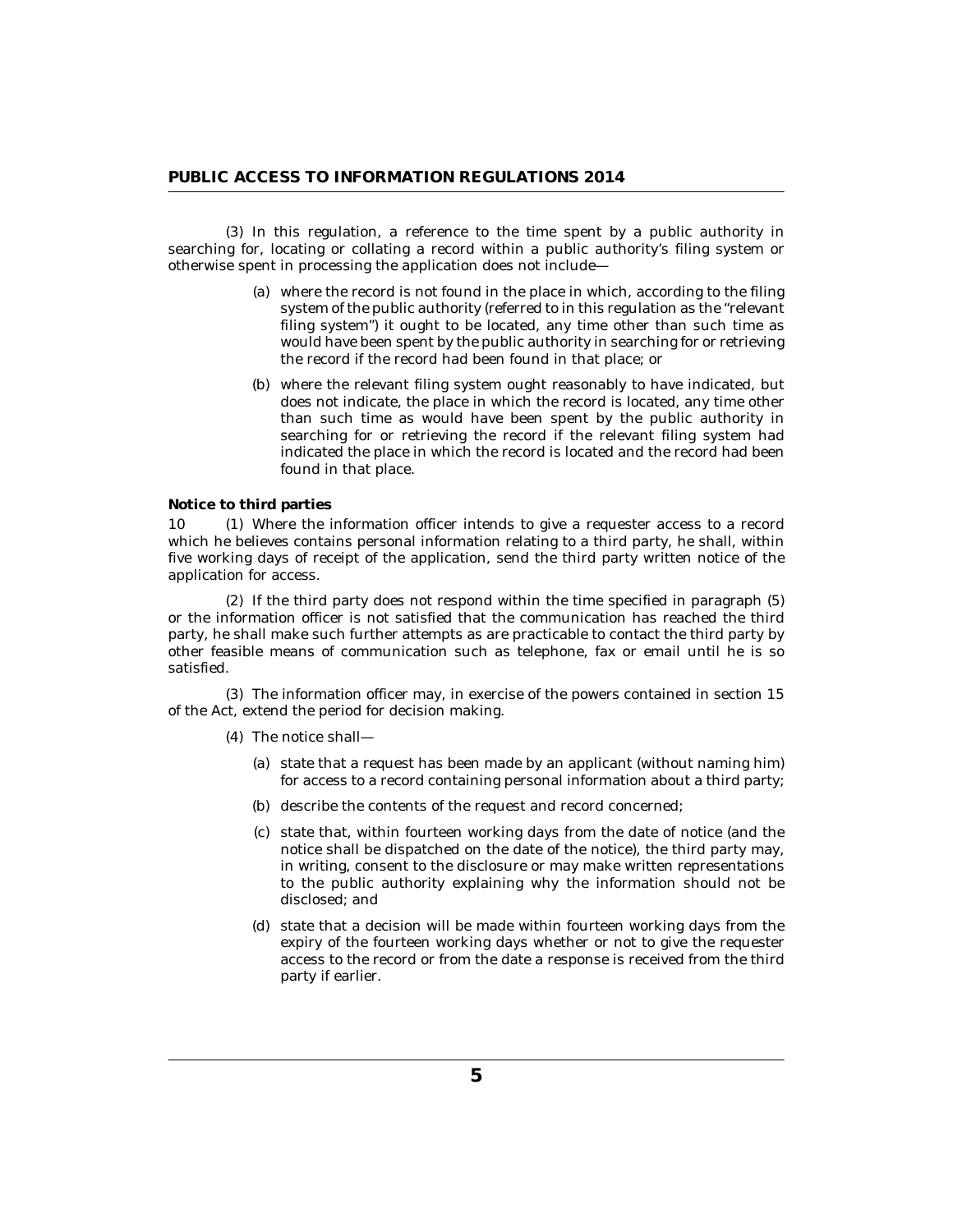(3) In this regulation, a reference to the time spent by a public authority in searching for, locating or collating a record within a public authority's filing system or otherwise spent in processing the application does not include—

(a) where the record is not found in the place in which, according to the filing system of the public authority (referred to in this regulation as the "relevant filing system") it ought to be located, any time other than such time as would have been spent by the public authority in searching for or retrieving the record if the record had been found in that place; or

(b) where the relevant filing system ought reasonably to have indicated, but does not indicate, the place in which the record is located, any time other than such time as would have been spent by the public authority in searching for or retrieving the record if the relevant filing system had indicated the place in which the record is located and the record had been found in that place.

**Notice to third parties**

10 (1) Where the information officer intends to give a requester access to a record which he believes contains personal information relating to a third party, he shall, within five working days of receipt of the application, send the third party written notice of the application for access.

(2) If the third party does not respond within the time specified in paragraph (5) or the information officer is not satisfied that the communication has reached the third party, he shall make such further attempts as are practicable to contact the third party by other feasible means of communication such as telephone, fax or email until he is so satisfied.

(3) The information officer may, in exercise of the powers contained in section 15 of the Act, extend the period for decision making.

(4) The notice shall—

(a) state that a request has been made by an applicant (without naming him) for access to a record containing personal information about a third party;

(b) describe the contents of the request and record concerned;

(c) state that, within fourteen working days from the date of notice (and the notice shall be dispatched on the date of the notice), the third party may, in writing, consent to the disclosure or may make written representations to the public authority explaining why the information should not be disclosed; and

(d) state that a decision will be made within fourteen working days from the expiry of the fourteen working days whether or not to give the requester access to the record or from the date a response is received from the third party if earlier.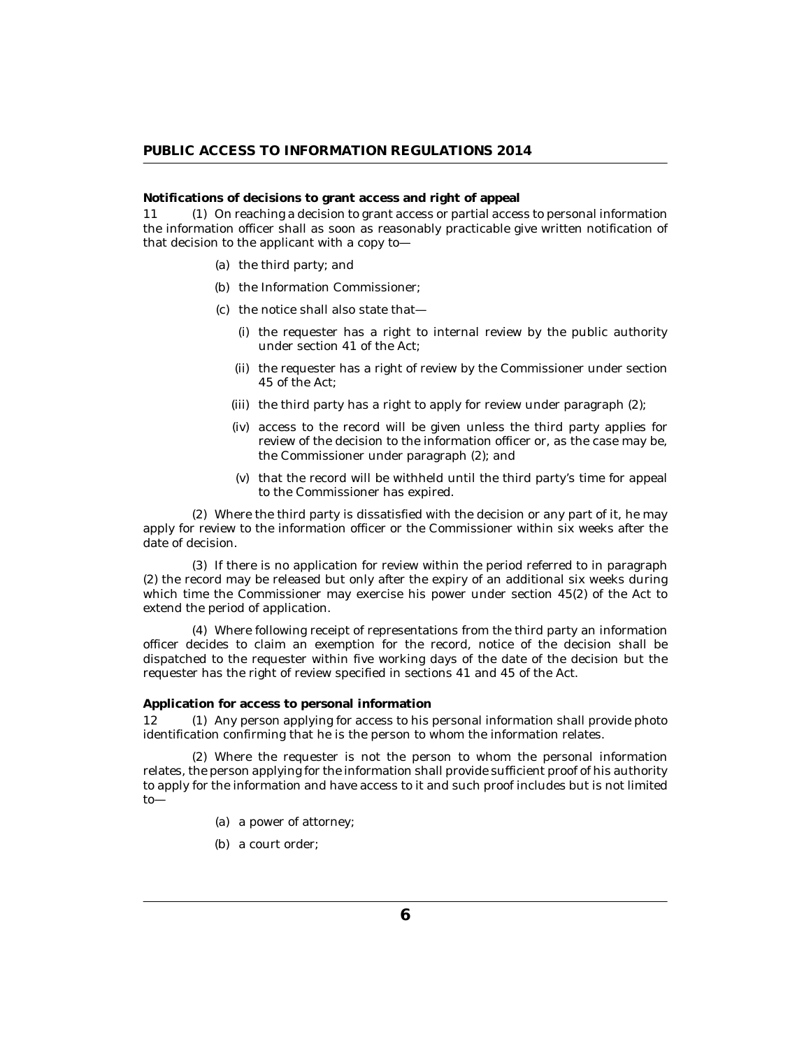**Notifications of decisions to grant access and right of appeal**

11 (1) On reaching a decision to grant access or partial access to personal information the information officer shall as soon as reasonably practicable give written notification of that decision to the applicant with a copy to—

(a) the third party; and

(b) the Information Commissioner;

(c) the notice shall also state that—

(i) the requester has a right to internal review by the public authority under section 41 of the Act;

(ii) the requester has a right of review by the Commissioner under section 45 of the Act;

(iii) the third party has a right to apply for review under paragraph (2);

(iv) access to the record will be given unless the third party applies for review of the decision to the information officer or, as the case may be, the Commissioner under paragraph (2); and

(v) that the record will be withheld until the third party's time for appeal to the Commissioner has expired.

(2) Where the third party is dissatisfied with the decision or any part of it, he may apply for review to the information officer or the Commissioner within six weeks after the date of decision.

(3) If there is no application for review within the period referred to in paragraph (2) the record may be released but only after the expiry of an additional six weeks during which time the Commissioner may exercise his power under section 45(2) of the Act to extend the period of application.

(4) Where following receipt of representations from the third party an information officer decides to claim an exemption for the record, notice of the decision shall be dispatched to the requester within five working days of the date of the decision but the requester has the right of review specified in sections 41 and 45 of the Act.

**Application for access to personal information**

12 (1) Any person applying for access to his personal information shall provide photo identification confirming that he is the person to whom the information relates.

(2) Where the requester is not the person to whom the personal information relates, the person applying for the information shall provide sufficient proof of his authority to apply for the information and have access to it and such proof includes but is not limited to—

(a) a power of attorney;

(b) a court order;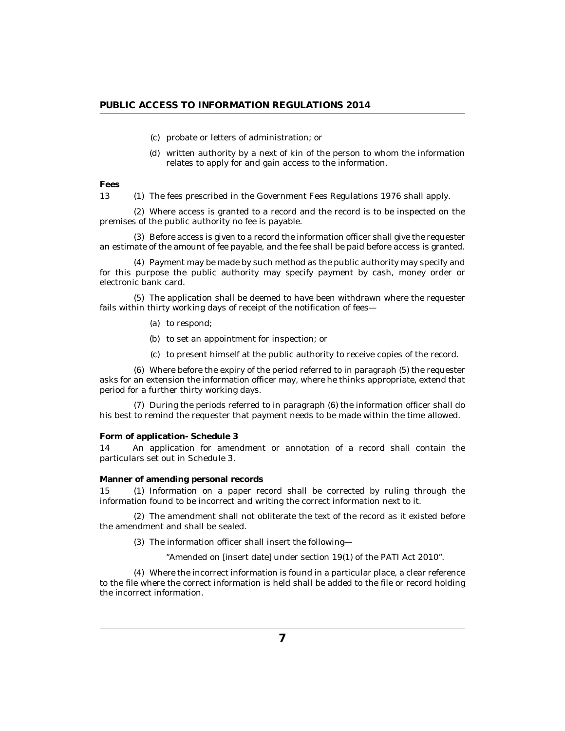(c) probate or letters of administration; or

(d) written authority by a next of kin of the person to whom the information relates to apply for and gain access to the information.

**Fees**

13 (1) The fees prescribed in the Government Fees Regulations 1976 shall apply.

(2) Where access is granted to a record and the record is to be inspected on the premises of the public authority no fee is payable.

(3) Before access is given to a record the information officer shall give the requester an estimate of the amount of fee payable, and the fee shall be paid before access is granted.

(4) Payment may be made by such method as the public authority may specify and for this purpose the public authority may specify payment by cash, money order or electronic bank card.

(5) The application shall be deemed to have been withdrawn where the requester fails within thirty working days of receipt of the notification of fees—

(a) to respond;

(b) to set an appointment for inspection; or

(c) to present himself at the public authority to receive copies of the record.

(6) Where before the expiry of the period referred to in paragraph (5) the requester asks for an extension the information officer may, where he thinks appropriate, extend that period for a further thirty working days.

(7) During the periods referred to in paragraph (6) the information officer shall do his best to remind the requester that payment needs to be made within the time allowed.

**Form of application- Schedule 3**

14 An application for amendment or annotation of a record shall contain the particulars set out in Schedule 3.

**Manner of amending personal records**

15 (1) Information on a paper record shall be corrected by ruling through the information found to be incorrect and writing the correct information next to it.

(2) The amendment shall not obliterate the text of the record as it existed before the amendment and shall be sealed.

(3) The information officer shall insert the following—

"Amended on [insert date] under section 19(1) of the PATI Act 2010".

(4) Where the incorrect information is found in a particular place, a clear reference to the file where the correct information is held shall be added to the file or record holding the incorrect information.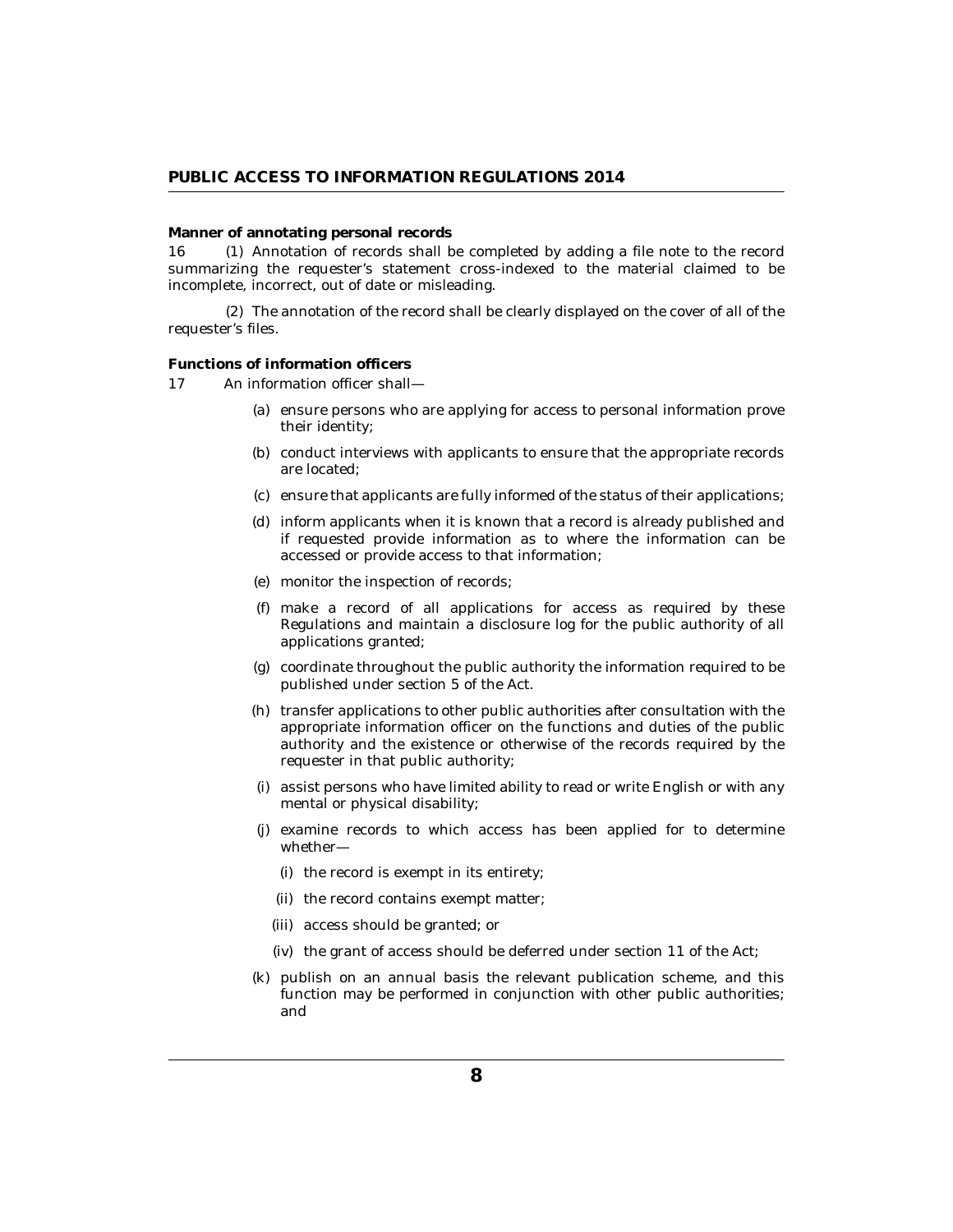**Manner of annotating personal records**

16 (1) Annotation of records shall be completed by adding a file note to the record summarizing the requester's statement cross-indexed to the material claimed to be incomplete, incorrect, out of date or misleading.

(2) The annotation of the record shall be clearly displayed on the cover of all of the requester's files.

**Functions of information officers**

17 An information officer shall—

(a) ensure persons who are applying for access to personal information prove their identity;

(b) conduct interviews with applicants to ensure that the appropriate records are located;

(c) ensure that applicants are fully informed of the status of their applications;

(d) inform applicants when it is known that a record is already published and if requested provide information as to where the information can be accessed or provide access to that information;

(e) monitor the inspection of records;

(f) make a record of all applications for access as required by these Regulations and maintain a disclosure log for the public authority of all applications granted;

(g) coordinate throughout the public authority the information required to be published under section 5 of the Act.

(h) transfer applications to other public authorities after consultation with the appropriate information officer on the functions and duties of the public authority and the existence or otherwise of the records required by the requester in that public authority;

(i) assist persons who have limited ability to read or write English or with any mental or physical disability;

(j) examine records to which access has been applied for to determine whether—

(i) the record is exempt in its entirety;

(ii) the record contains exempt matter;

(iii) access should be granted; or

(iv) the grant of access should be deferred under section 11 of the Act;

(k) publish on an annual basis the relevant publication scheme, and this function may be performed in conjunction with other public authorities; and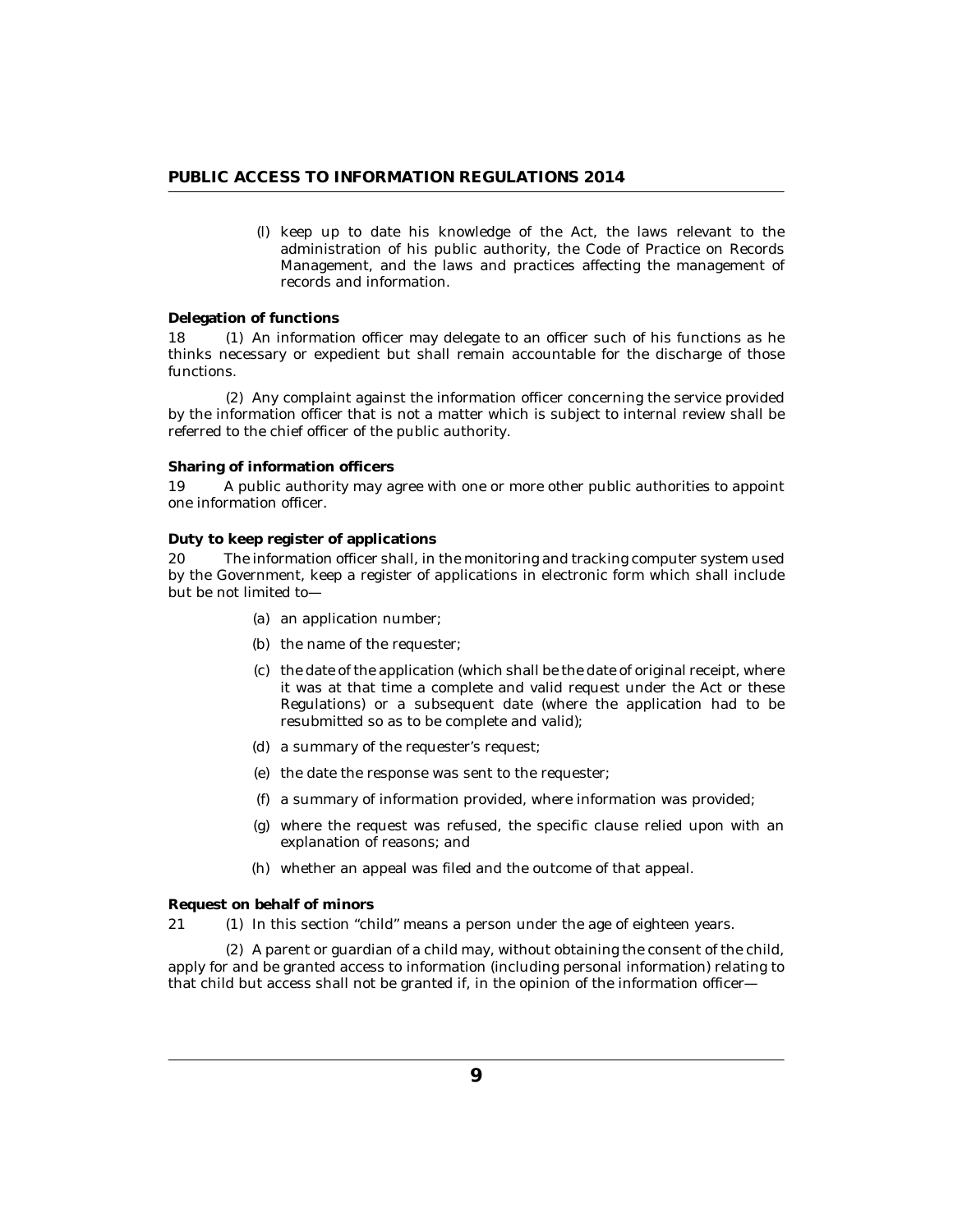(l) keep up to date his knowledge of the Act, the laws relevant to the administration of his public authority, the Code of Practice on Records Management, and the laws and practices affecting the management of records and information.

**Delegation of functions**

18 (1) An information officer may delegate to an officer such of his functions as he thinks necessary or expedient but shall remain accountable for the discharge of those functions.

(2) Any complaint against the information officer concerning the service provided by the information officer that is not a matter which is subject to internal review shall be referred to the chief officer of the public authority.

**Sharing of information officers**

19 A public authority may agree with one or more other public authorities to appoint one information officer.

**Duty to keep register of applications**

20 The information officer shall, in the monitoring and tracking computer system used by the Government, keep a register of applications in electronic form which shall include but be not limited to—

(a) an application number;

(b) the name of the requester;

(c) the date of the application (which shall be the date of original receipt, where it was at that time a complete and valid request under the Act or these Regulations) or a subsequent date (where the application had to be resubmitted so as to be complete and valid);

(d) a summary of the requester's request;

(e) the date the response was sent to the requester;

(f) a summary of information provided, where information was provided;

(g) where the request was refused, the specific clause relied upon with an explanation of reasons; and

(h) whether an appeal was filed and the outcome of that appeal.

**Request on behalf of minors**

21 (1) In this section "child" means a person under the age of eighteen years.

(2) A parent or guardian of a child may, without obtaining the consent of the child, apply for and be granted access to information (including personal information) relating to that child but access shall not be granted if, in the opinion of the information officer—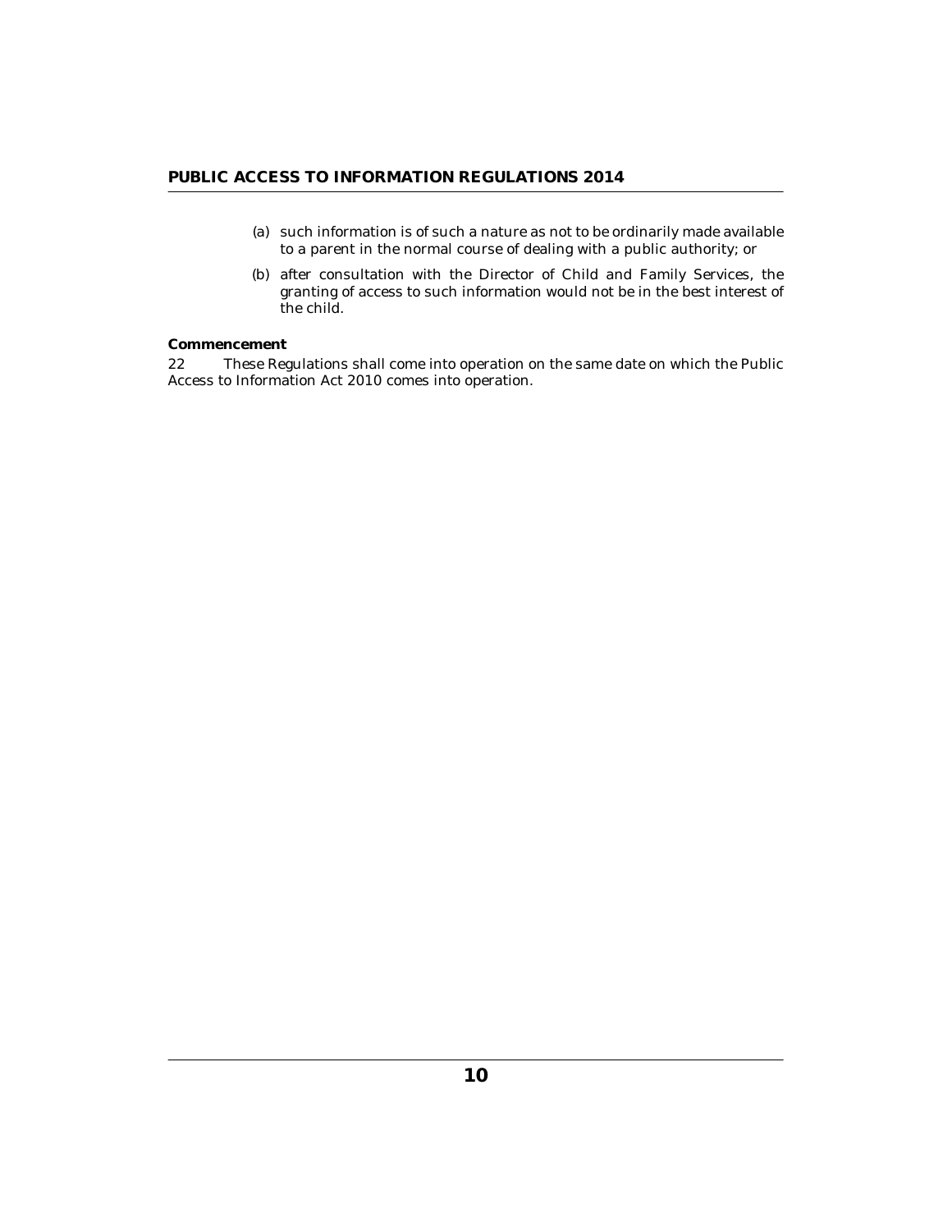(a) such information is of such a nature as not to be ordinarily made available to a parent in the normal course of dealing with a public authority; or

(b) after consultation with the Director of Child and Family Services, the granting of access to such information would not be in the best interest of the child.

**Commencement**

22 These Regulations shall come into operation on the same date on which the Public Access to Information Act 2010 comes into operation.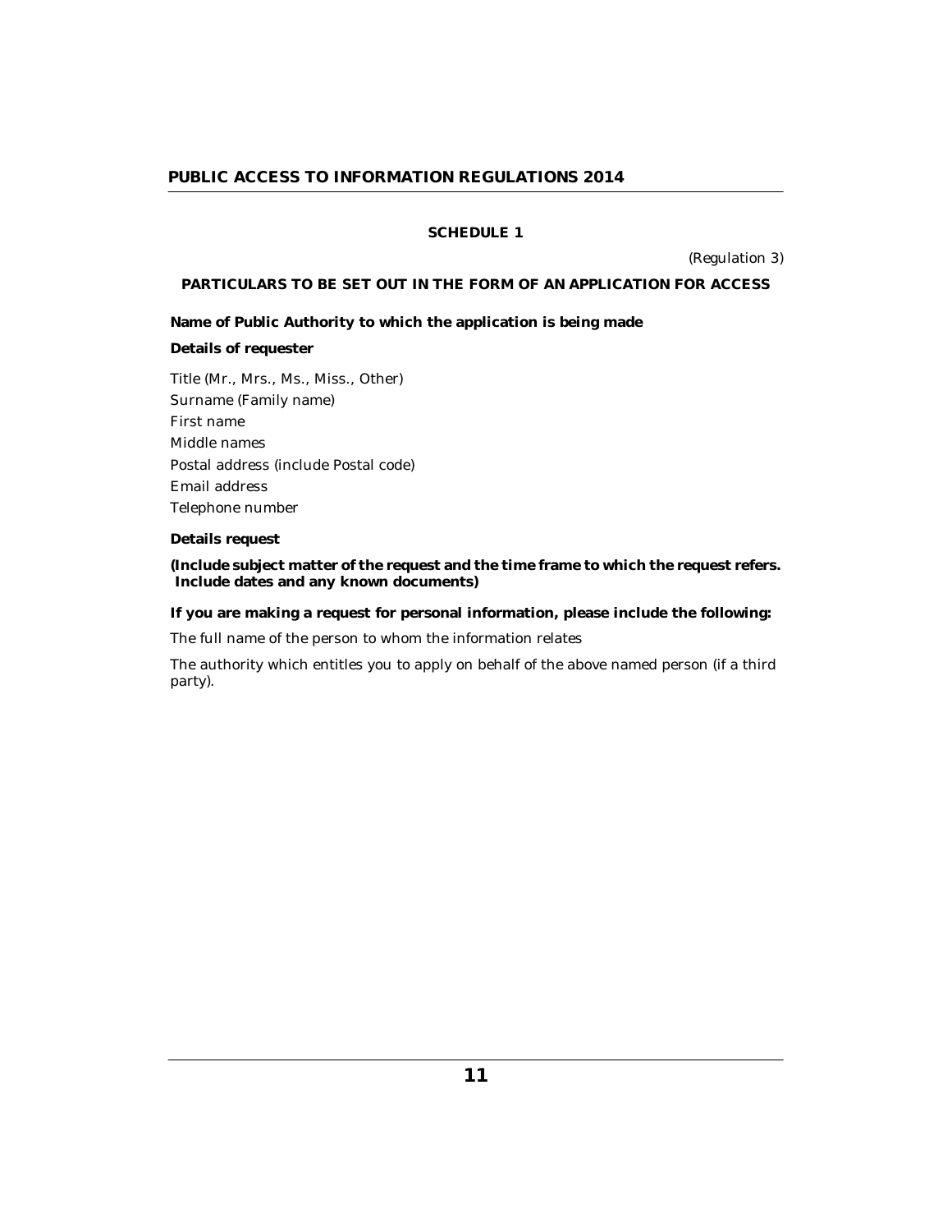## SCHEDULE 1

(Regulation 3)

### PARTICULARS TO BE SET OUT IN THE FORM OF AN APPLICATION FOR ACCESS

**Name of Public Authority to which the application is being made**

**Details of requester**

Title (Mr., Mrs., Ms., Miss., Other)

Surname (Family name)

First name

Middle names

Postal address (include Postal code)

Email address

Telephone number

**Details request**

**(Include subject matter of the request and the time frame to which the request refers. Include dates and any known documents)**

**If you are making a request for personal information, please include the following:**

The full name of the person to whom the information relates

The authority which entitles you to apply on behalf of the above named person (if a third party).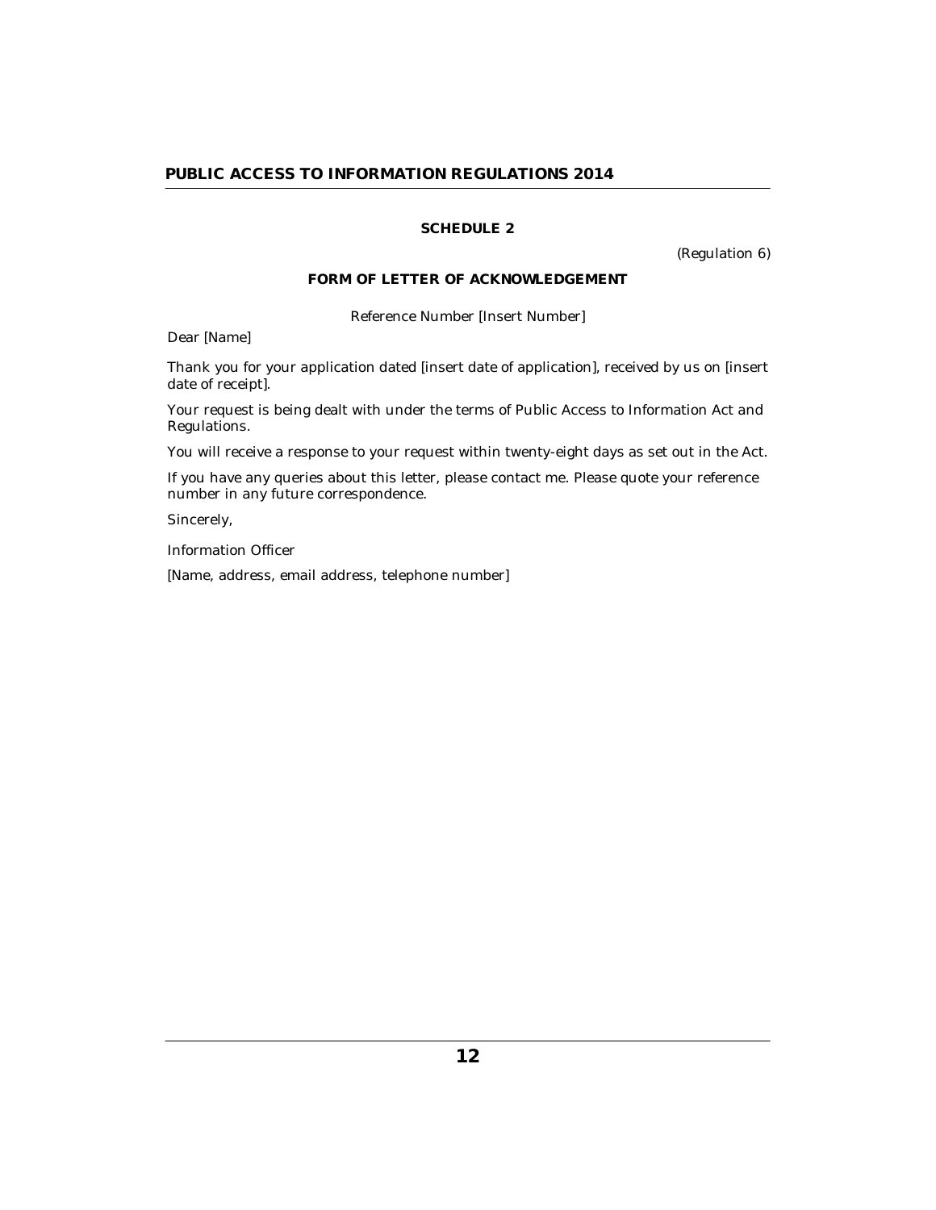## SCHEDULE 2

(Regulation 6)

### FORM OF LETTER OF ACKNOWLEDGEMENT

Reference Number [Insert Number]

Dear [Name]

Thank you for your application dated [insert date of application], received by us on [insert date of receipt].

Your request is being dealt with under the terms of Public Access to Information Act and Regulations.

You will receive a response to your request within twenty-eight days as set out in the Act.

If you have any queries about this letter, please contact me. Please quote your reference number in any future correspondence.

Sincerely,

Information Officer

[Name, address, email address, telephone number]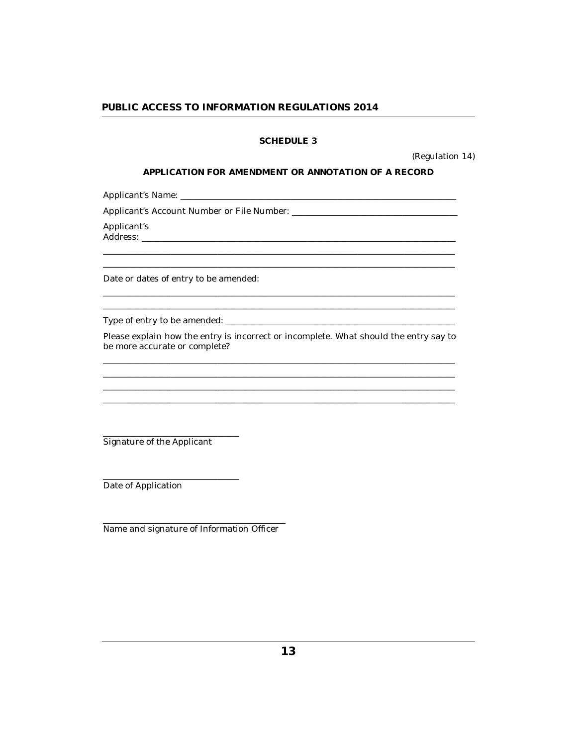## SCHEDULE 3

*(Regulation 14)*

### APPLICATION FOR AMENDMENT OR ANNOTATION OF A RECORD

Applicant's Name: ___________________________________________________________

Applicant's Account Number or File Number: ___________________________________

Applicant's Address: _________________________________________________________

_____________________________________________________________________________

_____________________________________________________________________________

Date or dates of entry to be amended:

_____________________________________________________________________________

_____________________________________________________________________________

Type of entry to be amended: __________________________________________________

Please explain how the entry is incorrect or incomplete. What should the entry say to be more accurate or complete?

_____________________________________________________________________________

_____________________________________________________________________________

_____________________________________________________________________________

_____________________________________________________________________________

______________________________
Signature of the Applicant

______________________________
Date of Application

______________________________________
Name and signature of Information Officer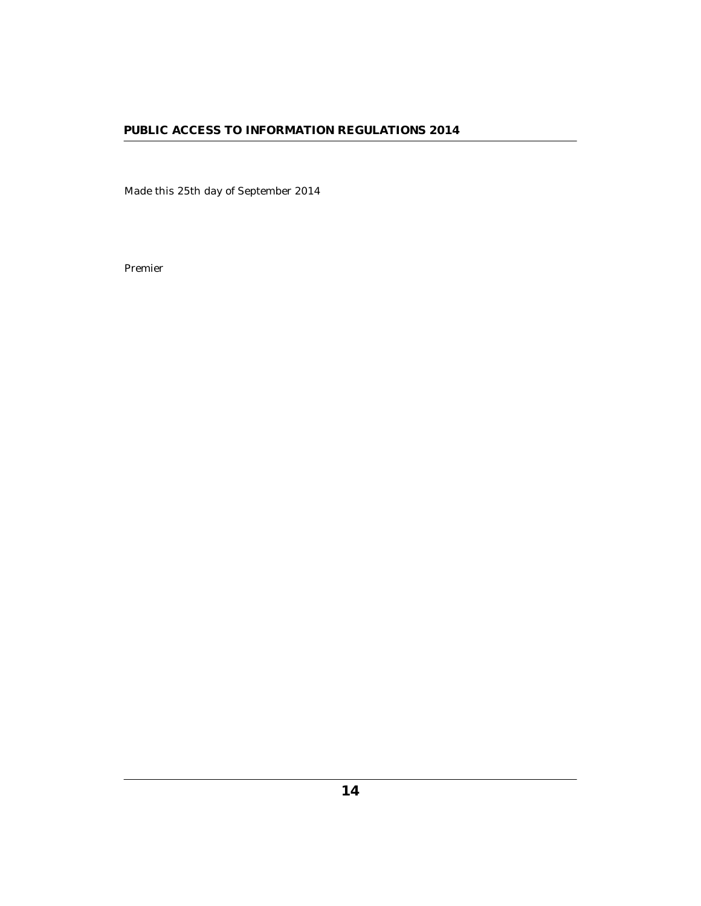Made this 25th day of September 2014

Premier